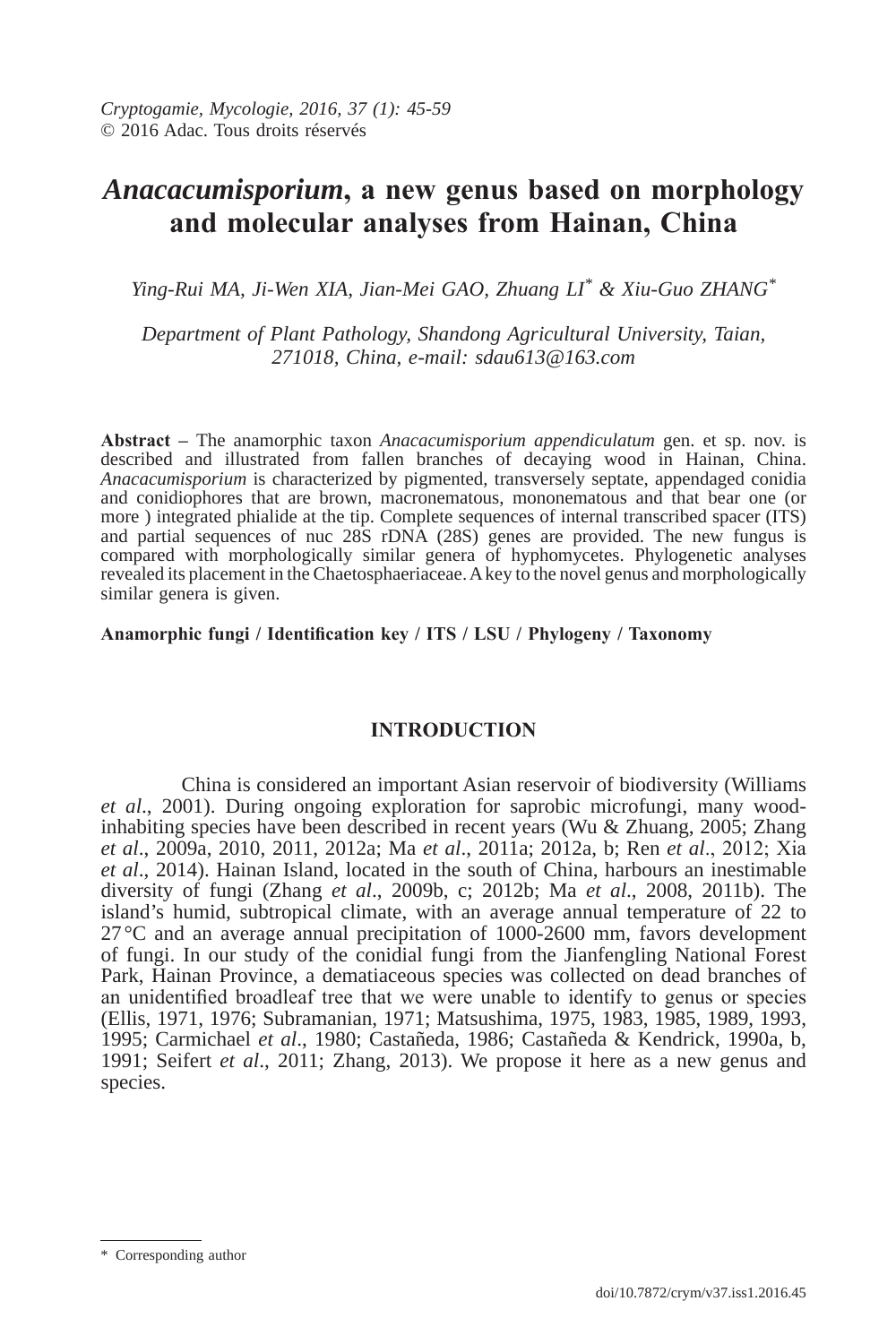Cryptogamie, Mycologie, 2016, 37 (1): 45-59
© 2016 Adac. Tous droits réservés

# *Anacacumisporium*, a new genus based on morphology and molecular analyses from Hainan, China

*Ying-Rui MA, Ji-Wen XIA, Jian-Mei GAO, Zhuang LI*[*] *& Xiu-Guo ZHANG*[*]

*Department of Plant Pathology, Shandong Agricultural University, Taian, 271018, China, e-mail: sdau613@163.com*

**Abstract** – The anamorphic taxon *Anacacumisporium appendiculatum* gen. et sp. nov. is described and illustrated from fallen branches of decaying wood in Hainan, China. *Anacacumisporium* is characterized by pigmented, transversely septate, appendaged conidia and conidiophores that are brown, macronematous, mononematous and that bear one (or more ) integrated phialide at the tip. Complete sequences of internal transcribed spacer (ITS) and partial sequences of nuc 28S rDNA (28S) genes are provided. The new fungus is compared with morphologically similar genera of hyphomycetes. Phylogenetic analyses revealed its placement in the Chaetosphaeriaceae. A key to the novel genus and morphologically similar genera is given.

**Anamorphic fungi / Identification key / ITS / LSU / Phylogeny / Taxonomy**

## INTRODUCTION

China is considered an important Asian reservoir of biodiversity (Williams *et al*., 2001). During ongoing exploration for saprobic microfungi, many wood-inhabiting species have been described in recent years (Wu & Zhuang, 2005; Zhang *et al*., 2009a, 2010, 2011, 2012a; Ma *et al*., 2011a; 2012a, b; Ren *et al*., 2012; Xia *et al*., 2014). Hainan Island, located in the south of China, harbours an inestimable diversity of fungi (Zhang *et al*., 2009b, c; 2012b; Ma *et al*., 2008, 2011b). The island's humid, subtropical climate, with an average annual temperature of 22 to 27 °C and an average annual precipitation of 1000-2600 mm, favors development of fungi. In our study of the conidial fungi from the Jianfengling National Forest Park, Hainan Province, a dematiaceous species was collected on dead branches of an unidentified broadleaf tree that we were unable to identify to genus or species (Ellis, 1971, 1976; Subramanian, 1971; Matsushima, 1975, 1983, 1985, 1989, 1993, 1995; Carmichael *et al*., 1980; Castañeda, 1986; Castañeda & Kendrick, 1990a, b, 1991; Seifert *et al*., 2011; Zhang, 2013). We propose it here as a new genus and species.

---

[*] Corresponding author

doi/10.7872/crym/v37.iss1.2016.45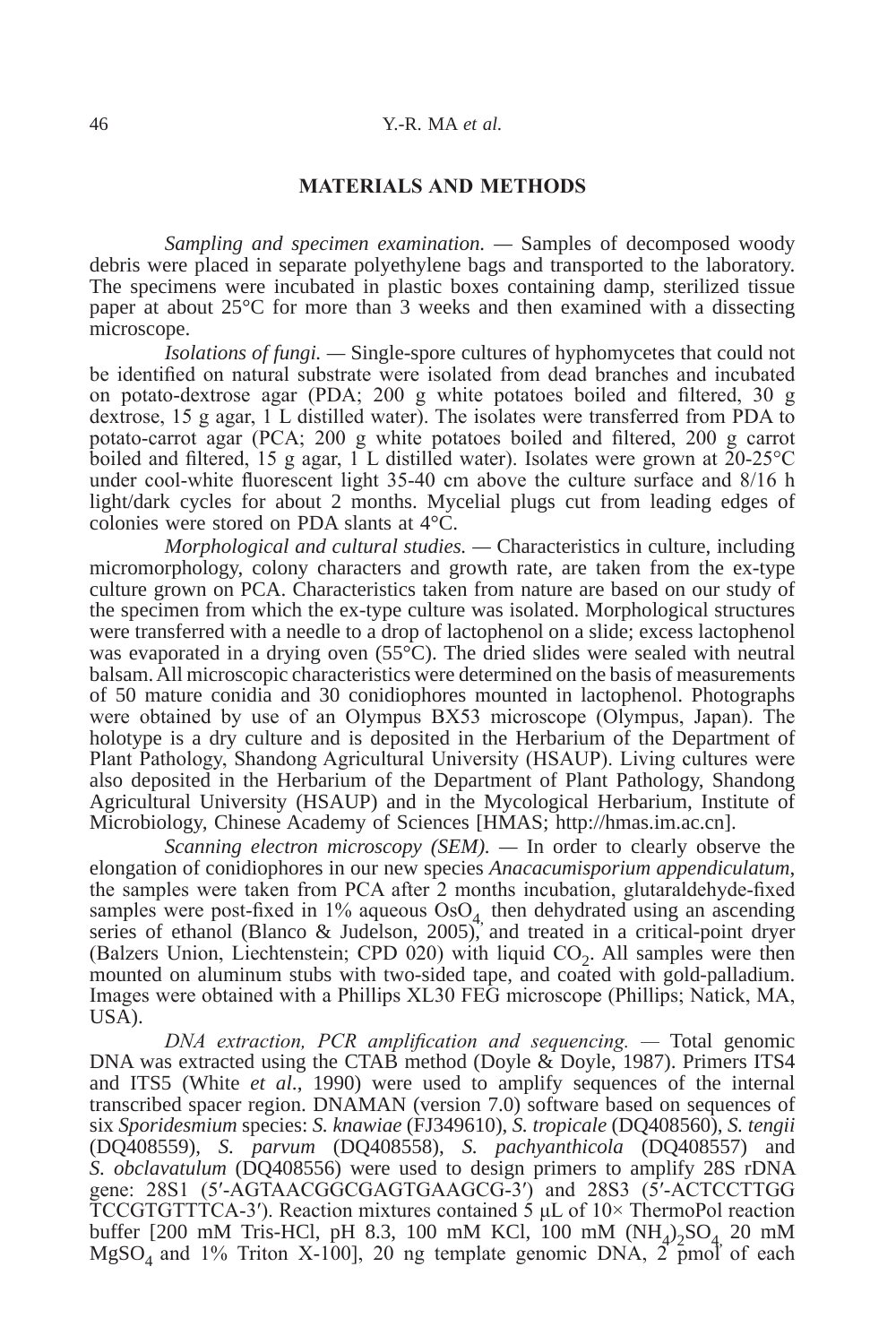## MATERIALS AND METHODS

*Sampling and specimen examination.* — Samples of decomposed woody debris were placed in separate polyethylene bags and transported to the laboratory. The specimens were incubated in plastic boxes containing damp, sterilized tissue paper at about 25°C for more than 3 weeks and then examined with a dissecting microscope.

*Isolations of fungi.* — Single-spore cultures of hyphomycetes that could not be identified on natural substrate were isolated from dead branches and incubated on potato-dextrose agar (PDA; 200 g white potatoes boiled and filtered, 30 g dextrose, 15 g agar, 1 L distilled water). The isolates were transferred from PDA to potato-carrot agar (PCA; 200 g white potatoes boiled and filtered, 200 g carrot boiled and filtered, 15 g agar, 1 L distilled water). Isolates were grown at 20-25°C under cool-white fluorescent light 35-40 cm above the culture surface and 8/16 h light/dark cycles for about 2 months. Mycelial plugs cut from leading edges of colonies were stored on PDA slants at 4°C.

*Morphological and cultural studies.* — Characteristics in culture, including micromorphology, colony characters and growth rate, are taken from the ex-type culture grown on PCA. Characteristics taken from nature are based on our study of the specimen from which the ex-type culture was isolated. Morphological structures were transferred with a needle to a drop of lactophenol on a slide; excess lactophenol was evaporated in a drying oven (55°C). The dried slides were sealed with neutral balsam. All microscopic characteristics were determined on the basis of measurements of 50 mature conidia and 30 conidiophores mounted in lactophenol. Photographs were obtained by use of an Olympus BX53 microscope (Olympus, Japan). The holotype is a dry culture and is deposited in the Herbarium of the Department of Plant Pathology, Shandong Agricultural University (HSAUP). Living cultures were also deposited in the Herbarium of the Department of Plant Pathology, Shandong Agricultural University (HSAUP) and in the Mycological Herbarium, Institute of Microbiology, Chinese Academy of Sciences [HMAS; http://hmas.im.ac.cn].

*Scanning electron microscopy (SEM).* — In order to clearly observe the elongation of conidiophores in our new species *Anacacumisporium appendiculatum*, the samples were taken from PCA after 2 months incubation, glutaraldehyde-fixed samples were post-fixed in 1% aqueous $OsO_4$, then dehydrated using an ascending series of ethanol (Blanco & Judelson, 2005), and treated in a critical-point dryer (Balzers Union, Liechtenstein; CPD 020) with liquid $CO_2$. All samples were then mounted on aluminum stubs with two-sided tape, and coated with gold-palladium. Images were obtained with a Phillips XL30 FEG microscope (Phillips; Natick, MA, USA).

*DNA extraction, PCR amplification and sequencing.* — Total genomic DNA was extracted using the CTAB method (Doyle & Doyle, 1987). Primers ITS4 and ITS5 (White *et al.*, 1990) were used to amplify sequences of the internal transcribed spacer region. DNAMAN (version 7.0) software based on sequences of six *Sporidesmium* species: *S. knawiae* (FJ349610), *S. tropicale* (DQ408560), *S. tengii* (DQ408559), *S. parvum* (DQ408558), *S. pachyanthicola* (DQ408557) and *S. obclavatulum* (DQ408556) were used to design primers to amplify 28S rDNA gene: 28S1 (5′-AGTAACGGCGAGTGAAGCG-3′) and 28S3 (5′-ACTCCTTGG TCCGTGTTTCA-3′). Reaction mixtures contained 5 μL of 10× ThermoPol reaction buffer [200 mM Tris-HCl, pH 8.3, 100 mM KCl, 100 mM $(NH_4)_2SO_4$, 20 mM $MgSO_4$ and 1% Triton X-100], 20 ng template genomic DNA, 2 pmol of each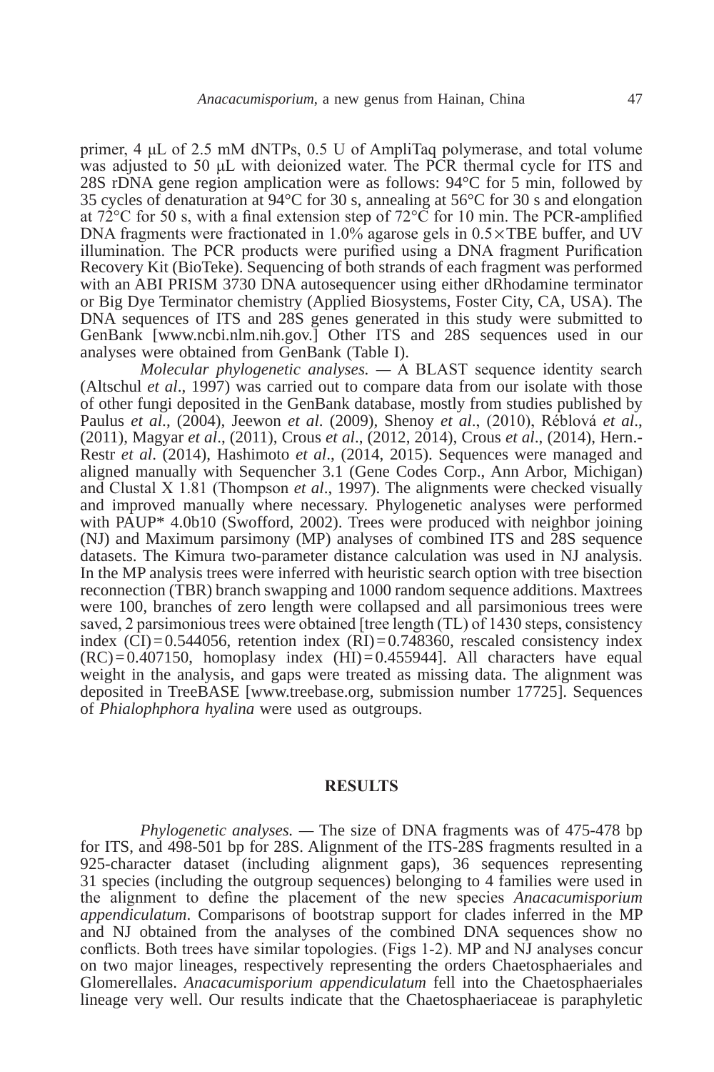primer, 4 μL of 2.5 mM dNTPs, 0.5 U of AmpliTaq polymerase, and total volume was adjusted to 50 μL with deionized water. The PCR thermal cycle for ITS and 28S rDNA gene region amplication were as follows: 94°C for 5 min, followed by 35 cycles of denaturation at 94°C for 30 s, annealing at 56°C for 30 s and elongation at 72°C for 50 s, with a final extension step of 72°C for 10 min. The PCR-amplified DNA fragments were fractionated in 1.0% agarose gels in 0.5×TBE buffer, and UV illumination. The PCR products were purified using a DNA fragment Purification Recovery Kit (BioTeke). Sequencing of both strands of each fragment was performed with an ABI PRISM 3730 DNA autosequencer using either dRhodamine terminator or Big Dye Terminator chemistry (Applied Biosystems, Foster City, CA, USA). The DNA sequences of ITS and 28S genes generated in this study were submitted to GenBank [www.ncbi.nlm.nih.gov.] Other ITS and 28S sequences used in our analyses were obtained from GenBank (Table I).

*Molecular phylogenetic analyses.* — A BLAST sequence identity search (Altschul *et al*., 1997) was carried out to compare data from our isolate with those of other fungi deposited in the GenBank database, mostly from studies published by Paulus *et al*., (2004), Jeewon *et al*. (2009), Shenoy *et al*., (2010), Réblová *et al*., (2011), Magyar *et al*., (2011), Crous *et al*., (2012, 2014), Crous *et al*., (2014), Hern.-Restr *et al*. (2014), Hashimoto *et al*., (2014, 2015). Sequences were managed and aligned manually with Sequencher 3.1 (Gene Codes Corp., Ann Arbor, Michigan) and Clustal X 1.81 (Thompson *et al*., 1997). The alignments were checked visually and improved manually where necessary. Phylogenetic analyses were performed with PAUP* 4.0b10 (Swofford, 2002). Trees were produced with neighbor joining (NJ) and Maximum parsimony (MP) analyses of combined ITS and 28S sequence datasets. The Kimura two-parameter distance calculation was used in NJ analysis. In the MP analysis trees were inferred with heuristic search option with tree bisection reconnection (TBR) branch swapping and 1000 random sequence additions. Maxtrees were 100, branches of zero length were collapsed and all parsimonious trees were saved, 2 parsimonious trees were obtained [tree length (TL) of 1430 steps, consistency index (CI) = 0.544056, retention index (RI) = 0.748360, rescaled consistency index (RC) = 0.407150, homoplasy index (HI) = 0.455944]. All characters have equal weight in the analysis, and gaps were treated as missing data. The alignment was deposited in TreeBASE [www.treebase.org, submission number 17725]. Sequences of *Phialophphora hyalina* were used as outgroups.

## RESULTS

*Phylogenetic analyses.* — The size of DNA fragments was of 475-478 bp for ITS, and 498-501 bp for 28S. Alignment of the ITS-28S fragments resulted in a 925-character dataset (including alignment gaps), 36 sequences representing 31 species (including the outgroup sequences) belonging to 4 families were used in the alignment to define the placement of the new species *Anacacumisporium appendiculatum*. Comparisons of bootstrap support for clades inferred in the MP and NJ obtained from the analyses of the combined DNA sequences show no conflicts. Both trees have similar topologies. (Figs 1-2). MP and NJ analyses concur on two major lineages, respectively representing the orders Chaetosphaeriales and Glomerellales. *Anacacumisporium appendiculatum* fell into the Chaetosphaeriales lineage very well. Our results indicate that the Chaetosphaeriaceae is paraphyletic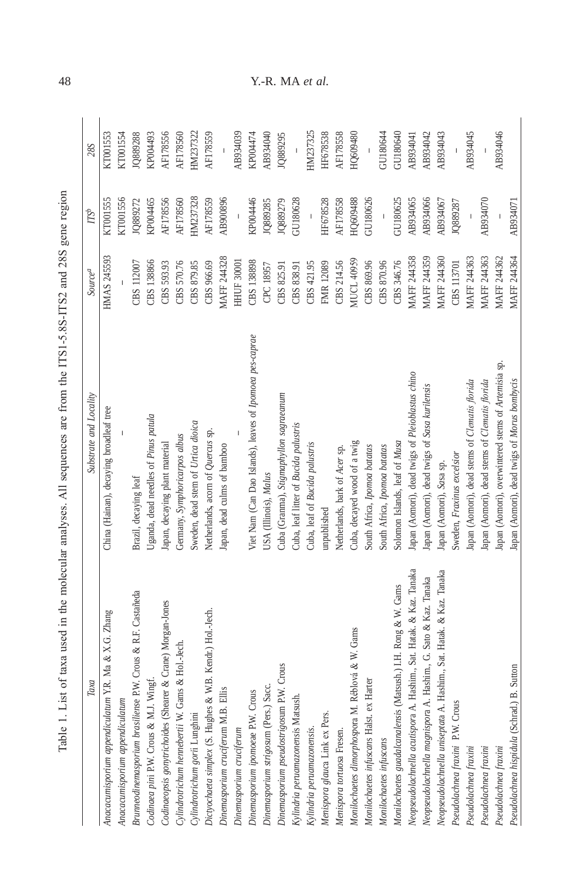Table 1. List of taxa used in the molecular analyses. All sequences are from the ITS1-5.8S-ITS2 and 28S gene region

| *Taxa* | *Substrate and Locality* | *Source*[a] | *ITS*[b] | *28S* |
|---|---|---|---|---|
| *Anacacumisporium appendiculatum* Y.R. Ma & X.G. Zhang | China (Hainan), decaying broadleaf tree | HMAS 245593 | KT001555 | KT001553 |
| *Anacacumisporium appendiculatum* | – | – | KT001556 | KT001554 |
| *Brunneodinemasporium brasiliense* P.W. Crous & R.F. Castañeda | Brazil, decaying leaf | CBS 112007 | JQ889272 | JQ889288 |
| *Codinaea pini* P.W. Crous & M.J. Wingf. | Uganda, dead needles of *Pinus patula* | CBS 138866 | KP004465 | KP004493 |
| *Codinaeopsis gonytrichoides* (Shearer & Crane) Morgan-Jones | Japan, decaying plant material | CBS 593.93 | AF178556 | AF178556 |
| *Cylindrotrichum hennebertii* W. Gams & Hol.-Jech. | Germany, *Symphoricarpos albus* | CBS 570.76 | AF178560 | AF178560 |
| *Cylindrotrichum gorii* Lunghini | Sweden, dead stem of *Urtica dioica* | CBS 879.85 | HM237328 | HM237322 |
| *Dictyochaeta simplex* (S. Hughes & W.B. Kendr.) Hol.-Jech. | Netherlands, acorn of *Quercus* sp. | CBS 966.69 | AF178559 | AF178559 |
| *Dinemasporium cruciferum* M.B. Ellis | Japan, dead culms of bamboo | MAFF 244328 | AB900896 | – |
| *Dinemasporium cruciferum* | – | HHUF 30001 | – | AB934039 |
| *Dinemasporium ipomoeae* P.W. Crous | Viet Nam (Can Dao Islands), leaves of *Ipomoea pes-caprae* | CBS 138898 | KP004446 | KP004474 |
| *Dinemasporium strigosum* (Pers.) Sacc. | USA (Illinois), *Malus* | CPC 18957 | JQ889285 | AB934040 |
| *Dinemasporium pseudostrigosum* P.W. Crous | Cuba (Granma), *Stigmaphyllon sagraeanum* | CBS 825.91 | JQ889279 | JQ889295 |
| *Kylindria peruamazonensis* Matsush. | Cuba, leaf litter of *Bucida palustris* | CBS 838.91 | GU180628 | – |
| *Kylindria peruamazonensis.* | Cuba, leaf of *Bucida palustris* | CBS 421.95 | – | HM237325 |
| *Menispora glauca* Link ex Pers. | unpublished | FMR 12089 | HF678528 | HF678538 |
| *Menispora tortuosa* Fresen. | Netherlands, bark of *Acer* sp. | CBS 214.56 | AF178558 | AF178558 |
| *Monilochaetes dimorphospora* M. Réblová & W. Gams | Cuba, decayed wood of a twig | MUCL 40959 | HQ609488 | HQ609480 |
| *Monilochaetes infuscans* Halst. ex Harter | South Africa, *Ipomoa batatas* | CBS 869.96 | GU180626 | – |
| *Monilochaetes infuscans* | South Africa, *Ipomoa batatas* | CBS 870.96 | – | GU180644 |
| *Monilochaetes guadalcanalensis* (Matsush.) I.H. Rong & W. Gams | Solomon Islands, leaf of *Musa* | CBS 346.76 | GU180625 | GU180640 |
| *Neopseudolachnella acutispora* A. Hashim., Sat. Hatak. & Kaz. Tanaka | Japan (Aomori), dead twigs of *Pleioblastus chino* | MAFF 244358 | AB934065 | AB934041 |
| *Neopseudolachnella magnispora* A. Hashim., G. Sato & Kaz. Tanaka | Japan (Aomori), dead twigs of *Sasa kurilensis* | MAFF 244359 | AB934066 | AB934042 |
| *Neopseudolachnella uniseptata* A. Hashim., Sat. Hatak. & Kaz. Tanaka | Japan (Aomori), *Sasa* sp. | MAFF 244360 | AB934067 | AB934043 |
| *Pseudolachnea fraxini* P.W. Crous | Sweden, *Fraxinus excelsior* | CBS 113701 | JQ889287 | – |
| *Pseudolachnea fraxini* | Japan (Aomori), dead stems of *Clematis florida* | MAFF 244363 | – | AB934045 |
| *Pseudolachnea fraxini* | Japan (Aomori), dead stems of *Clematis florida* | MAFF 244363 | AB934070 | – |
| *Pseudolachnea fraxini* | Japan (Aomori), overwintered stems of *Artemisia* sp. | MAFF 244362 | – | AB934046 |
| *Pseudolachnea hispidula* (Schrad.) B. Sutton | Japan (Aomori), dead twigs of *Morus bombycis* | MAFF 244364 | AB934071 | |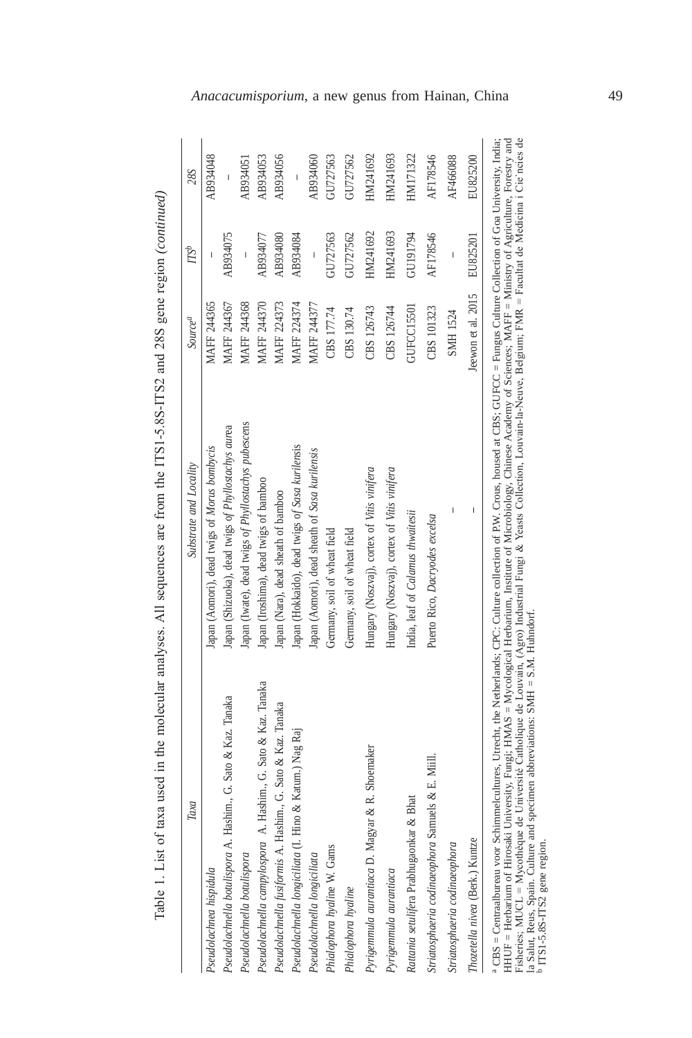Table 1. List of taxa used in the molecular analyses. All sequences are from the ITS1-5.8S-ITS2 and 28S gene region (*continued*)

| *Taxa* | *Substrate and Locality* | *Source*[a] | *ITS*[b] | *28S* |
|---|---|---|---|---|
| *Pseudolachnea hispidula* | Japan (Aomori), dead twigs of *Morus bombycis* | MAFF 244365 | – | AB934048 |
| *Pseudolachnella botulispora* A. Hashim., G. Sato & Kaz. Tanaka | Japan (Shizuoka), dead twigs of *Phyllostachys aurea* | MAFF 244367 | AB934075 | – |
| *Pseudolachnella botulispora* | Japan (Iwate), dead twigs of *Phyllostachys pubescens* | MAFF 244368 | – | AB934051 |
| *Pseudolachnella campylospora* A. Hashim., G. Sato & Kaz. Tanaka | Japan (Iroshima), dead twigs of bamboo | MAFF 244370 | AB934077 | AB934053 |
| *Pseudolachnella fusiformis* A. Hashim., G. Sato & Kaz. Tanaka | Japan (Nara), dead sheath of bamboo | MAFF 224373 | AB934080 | AB934056 |
| *Pseudolachnella longiciliata* (I. Hino & Katum.) Nag Raj | Japan (Hokkaido), dead twigs of *Sasa kurilensis* | MAFF 224374 | AB934084 | – |
| *Pseudolachnella longiciliata* | Japan (Aomori), dead sheath of *Sasa kurilensis* | MAFF 244377 | – | AB934060 |
| *Phialophora hyaline* W. Gams | Germany, soil of wheat field | CBS 177.74 | GU727563 | GU727563 |
| *Phialophora hyaline* | Germany, soil of wheat field | CBS 130.74 | GU727562 | GU727562 |
| *Pyrigemmula aurantiaca* D. Magyar & R. Shoemaker | Hungary (Noszvaj), cortex of *Vitis vinifera* | CBS 126743 | HM241692 | HM241692 |
| *Pyrigemmula aurantiaca* | Hungary (Noszvaj), cortex of *Vitis vinifera* | CBS 126744 | HM241693 | HM241693 |
| *Rattania setulifera* Prabhugaonkar & Bhat | India, leaf of *Calamus thwaitesii* | GUFCC15501 | GU191794 | HM171322 |
| *Striatosphaeria codinaeophora* Samuels & E. Müll. | Puerto Rico, *Dacryodes excelsa* | CBS 101323 | AF178546 | AF178546 |
| *Striatosphaeria codinaeophora* | – | SMH 1524 | – | AF466088 |
| *Thozetella nivea* (Berk.) Kuntze | – | Jeewon et al. 2015 | EU825201 | EU825200 |

[a] CBS = Centraalbureau voor Schimmelcultures, Utrecht, the Netherlands; CPC: Culture collection of P.W. Crous, housed at CBS; GUFCC = Fungus Culture Collection of Goa University, India; HHUF = Herbarium of Hirosaki University, Fungi; HMAS = Mycological Herbarium, Institute of Microbiology, Chinese Academy of Sciences; MAFF = Ministry of Agriculture, Forestry and Fisheries; MUCL = Mycothèque de Université Catholique de Louvain, (Agro) Industrial Fungi & Yeasts Collection, Louvain-la-Neuve, Belgium; FMR = Facultat de Medicina i Cie`ncies de la Salut, Reus, Spain. Culture and specimen abbreviations: SMH = S.M. Huhndorf.
[b] ITS1-5.8S-ITS2 gene region.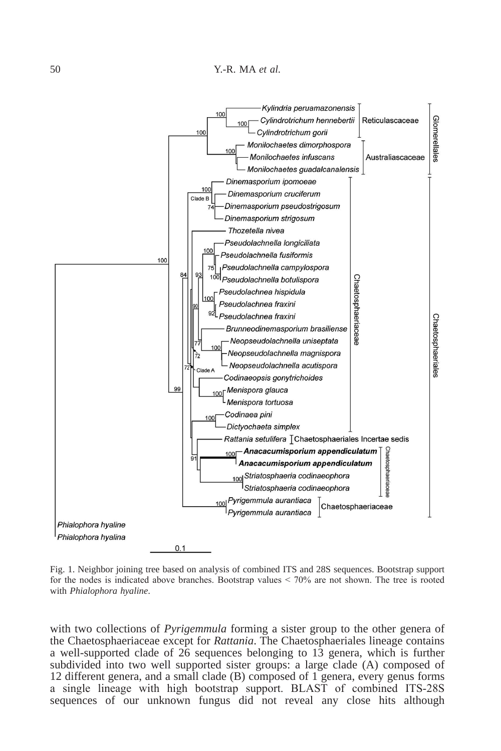Fig. 1. Neighbor joining tree based on analysis of combined ITS and 28S sequences. Bootstrap support for the nodes is indicated above branches. Bootstrap values < 70% are not shown. The tree is rooted with *Phialophora hyaline*.

with two collections of *Pyrigemmula* forming a sister group to the other genera of the Chaetosphaeriaceae except for *Rattania*. The Chaetosphaeriales lineage contains a well-supported clade of 26 sequences belonging to 13 genera, which is further subdivided into two well supported sister groups: a large clade (A) composed of 12 different genera, and a small clade (B) composed of 1 genera, every genus forms a single lineage with high bootstrap support. BLAST of combined ITS-28S sequences of our unknown fungus did not reveal any close hits although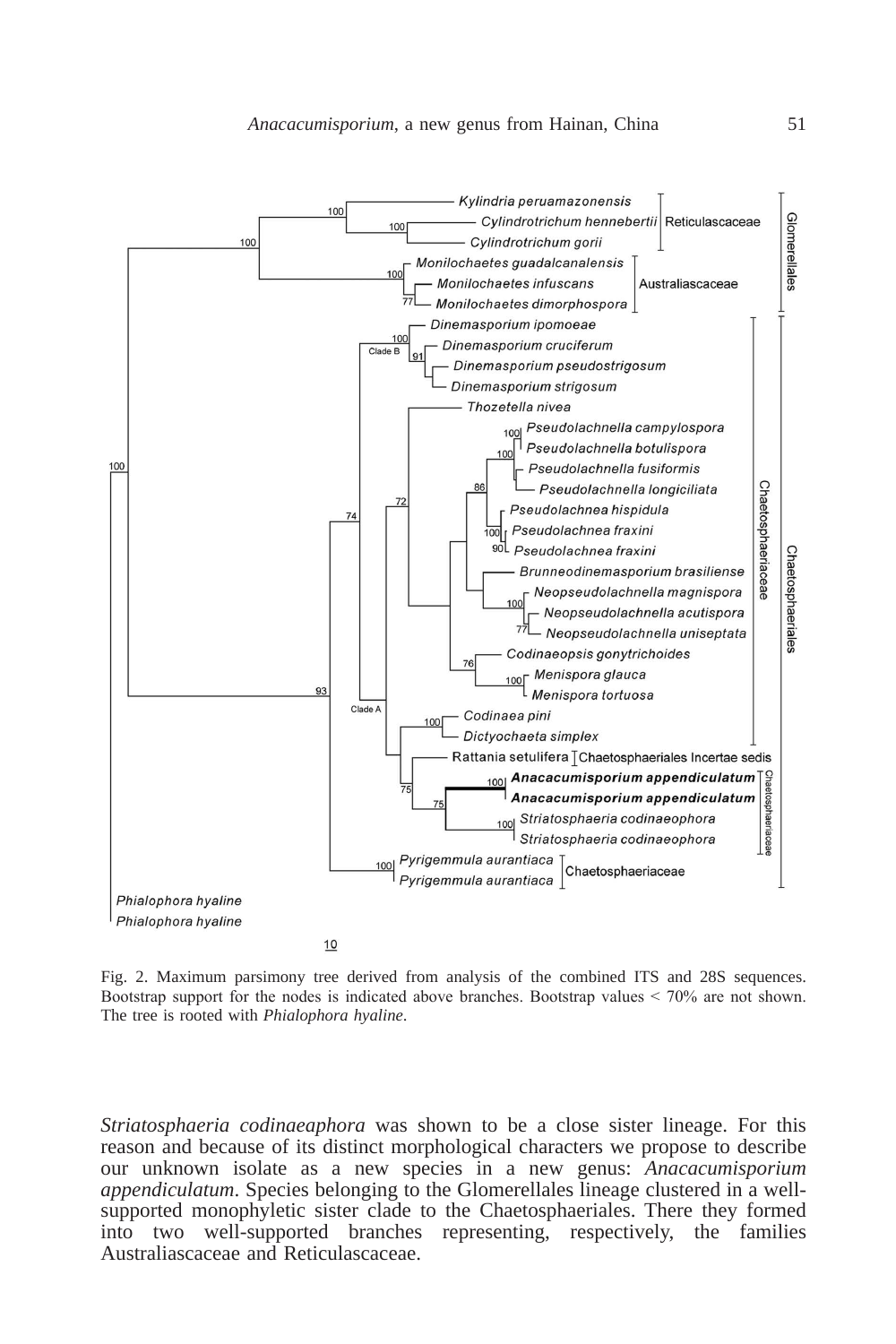Fig. 2. Maximum parsimony tree derived from analysis of the combined ITS and 28S sequences. Bootstrap support for the nodes is indicated above branches. Bootstrap values < 70% are not shown. The tree is rooted with *Phialophora hyaline*.

*Striatosphaeria codinaeaphora* was shown to be a close sister lineage. For this reason and because of its distinct morphological characters we propose to describe our unknown isolate as a new species in a new genus: *Anacacumisporium appendiculatum*. Species belonging to the Glomerellales lineage clustered in a well-supported monophyletic sister clade to the Chaetosphaeriales. There they formed into two well-supported branches representing, respectively, the families Australiascaceae and Reticulascaceae.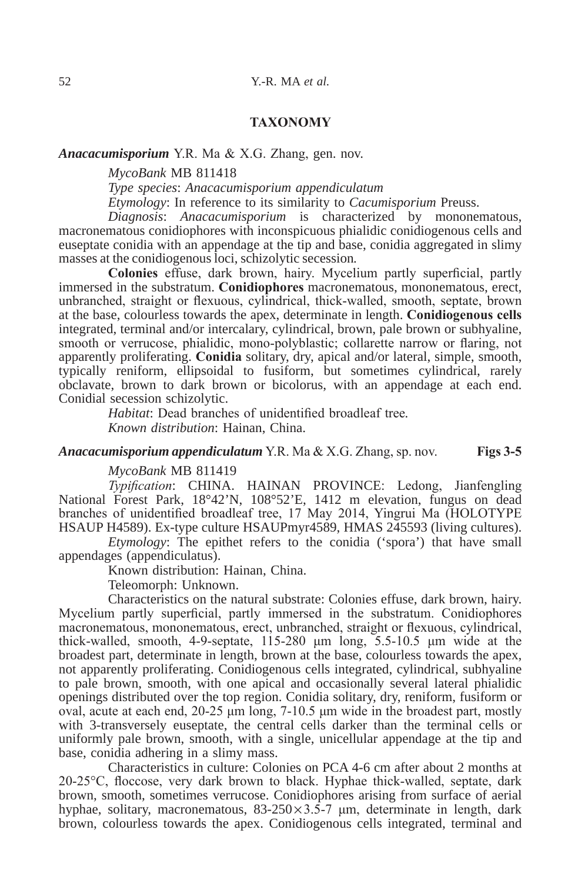## TAXONOMY

***Anacacumisporium*** Y.R. Ma & X.G. Zhang, gen. nov.

*MycoBank* MB 811418

*Type species*: *Anacacumisporium appendiculatum*

*Etymology*: In reference to its similarity to *Cacumisporium* Preuss.

*Diagnosis*: *Anacacumisporium* is characterized by mononematous, macronematous conidiophores with inconspicuous phialidic conidiogenous cells and euseptate conidia with an appendage at the tip and base, conidia aggregated in slimy masses at the conidiogenous loci, schizolytic secession.

**Colonies** effuse, dark brown, hairy. Mycelium partly superficial, partly immersed in the substratum. **Conidiophores** macronematous, mononematous, erect, unbranched, straight or flexuous, cylindrical, thick-walled, smooth, septate, brown at the base, colourless towards the apex, determinate in length. **Conidiogenous cells** integrated, terminal and/or intercalary, cylindrical, brown, pale brown or subhyaline, smooth or verrucose, phialidic, mono-polyblastic; collarette narrow or flaring, not apparently proliferating. **Conidia** solitary, dry, apical and/or lateral, simple, smooth, typically reniform, ellipsoidal to fusiform, but sometimes cylindrical, rarely obclavate, brown to dark brown or bicolorus, with an appendage at each end. Conidial secession schizolytic.

*Habitat*: Dead branches of unidentified broadleaf tree.

*Known distribution*: Hainan, China.

***Anacacumisporium appendiculatum*** Y.R. Ma & X.G. Zhang, sp. nov. **Figs 3-5**

*MycoBank* MB 811419

*Typification*: CHINA. HAINAN PROVINCE: Ledong, Jianfengling National Forest Park, 18°42'N, 108°52'E, 1412 m elevation, fungus on dead branches of unidentified broadleaf tree, 17 May 2014, Yingrui Ma (HOLOTYPE HSAUP H4589). Ex-type culture HSAUPmyr4589, HMAS 245593 (living cultures).

*Etymology*: The epithet refers to the conidia ('spora') that have small appendages (appendiculatus).

Known distribution: Hainan, China.

Teleomorph: Unknown.

Characteristics on the natural substrate: Colonies effuse, dark brown, hairy. Mycelium partly superficial, partly immersed in the substratum. Conidiophores macronematous, mononematous, erect, unbranched, straight or flexuous, cylindrical, thick-walled, smooth, 4-9-septate, 115-280 µm long, 5.5-10.5 µm wide at the broadest part, determinate in length, brown at the base, colourless towards the apex, not apparently proliferating. Conidiogenous cells integrated, cylindrical, subhyaline to pale brown, smooth, with one apical and occasionally several lateral phialidic openings distributed over the top region. Conidia solitary, dry, reniform, fusiform or oval, acute at each end, 20-25 µm long, 7-10.5 µm wide in the broadest part, mostly with 3-transversely euseptate, the central cells darker than the terminal cells or uniformly pale brown, smooth, with a single, unicellular appendage at the tip and base, conidia adhering in a slimy mass.

Characteristics in culture: Colonies on PCA 4-6 cm after about 2 months at 20-25°C, floccose, very dark brown to black. Hyphae thick-walled, septate, dark brown, smooth, sometimes verrucose. Conidiophores arising from surface of aerial hyphae, solitary, macronematous, $83\text{-}250 \times 3.5\text{-}7$ µm, determinate in length, dark brown, colourless towards the apex. Conidiogenous cells integrated, terminal and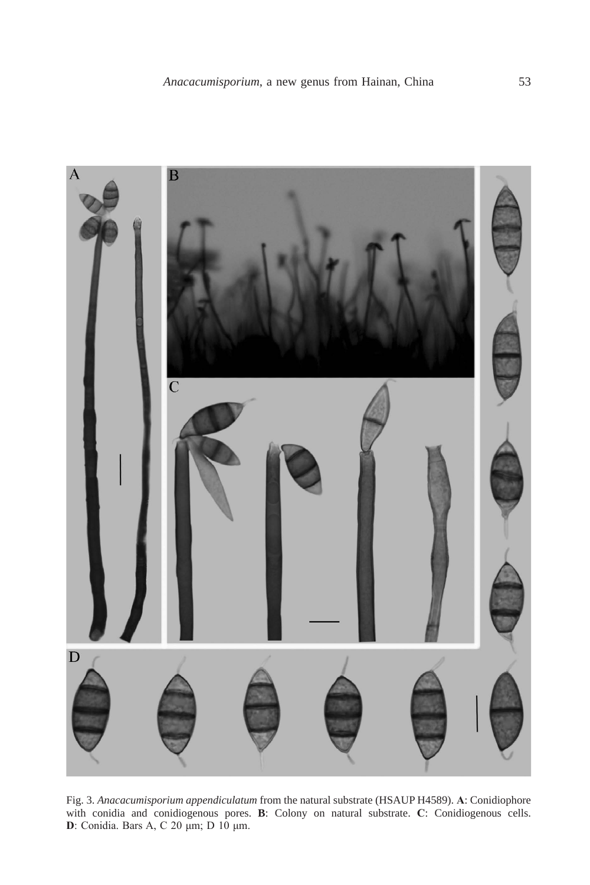Fig. 3. *Anacacumisporium appendiculatum* from the natural substrate (HSAUP H4589). **A**: Conidiophore with conidia and conidiogenous pores. **B**: Colony on natural substrate. **C**: Conidiogenous cells. **D**: Conidia. Bars A, C 20 μm; D 10 μm.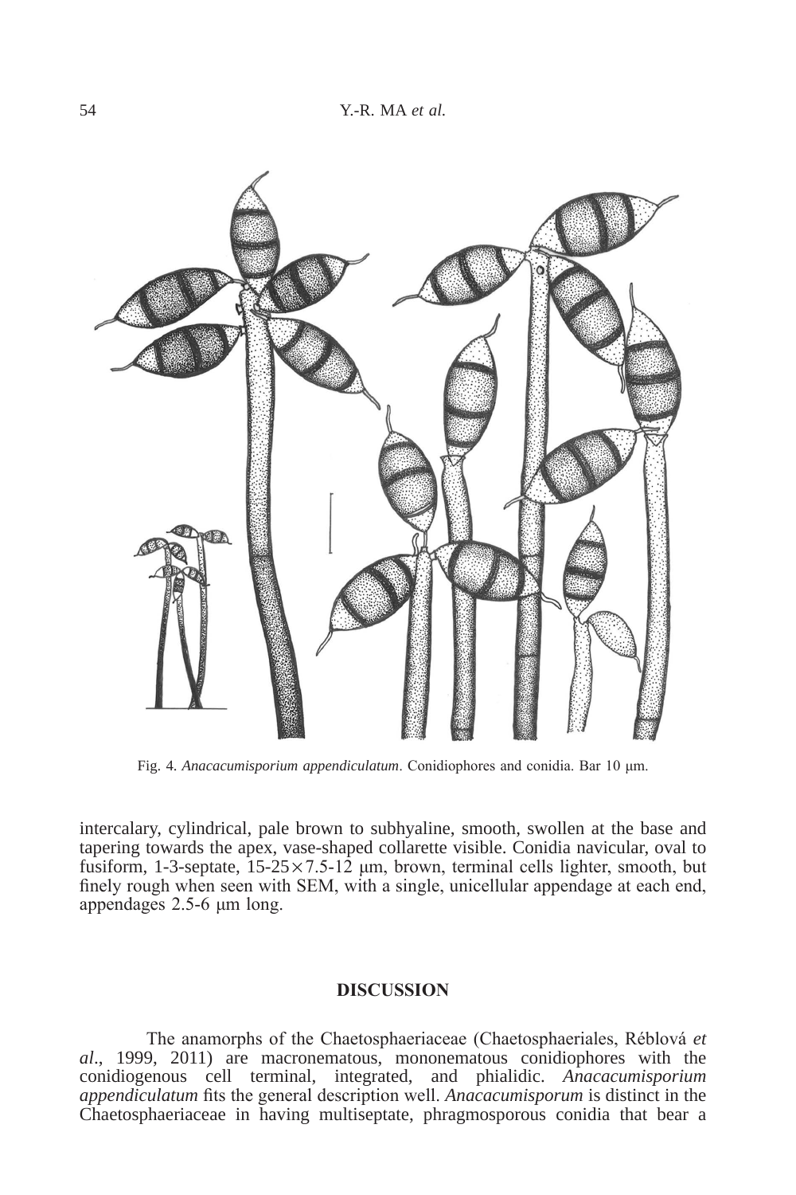Fig. 4. *Anacacumisporium appendiculatum*. Conidiophores and conidia. Bar 10 μm.

intercalary, cylindrical, pale brown to subhyaline, smooth, swollen at the base and tapering towards the apex, vase-shaped collarette visible. Conidia navicular, oval to fusiform, 1-3-septate, 15-25×7.5-12 μm, brown, terminal cells lighter, smooth, but finely rough when seen with SEM, with a single, unicellular appendage at each end, appendages 2.5-6 μm long.

## DISCUSSION

The anamorphs of the Chaetosphaeriaceae (Chaetosphaeriales, Réblová *et al*., 1999, 2011) are macronematous, mononematous conidiophores with the conidiogenous cell terminal, integrated, and phialidic. *Anacacumisporium appendiculatum* fits the general description well. *Anacacumisporum* is distinct in the Chaetosphaeriaceae in having multiseptate, phragmosporous conidia that bear a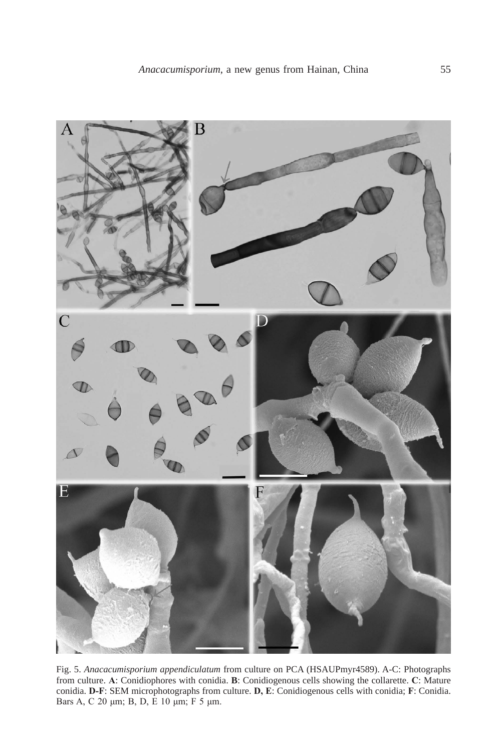Fig. 5. *Anacacumisporium appendiculatum* from culture on PCA (HSAUPmyr4589). A-C: Photographs from culture. **A**: Conidiophores with conidia. **B**: Conidiogenous cells showing the collarette. **C**: Mature conidia. **D-F**: SEM microphotographs from culture. **D, E**: Conidiogenous cells with conidia; **F**: Conidia. Bars A, C 20 μm; B, D, E 10 μm; F 5 μm.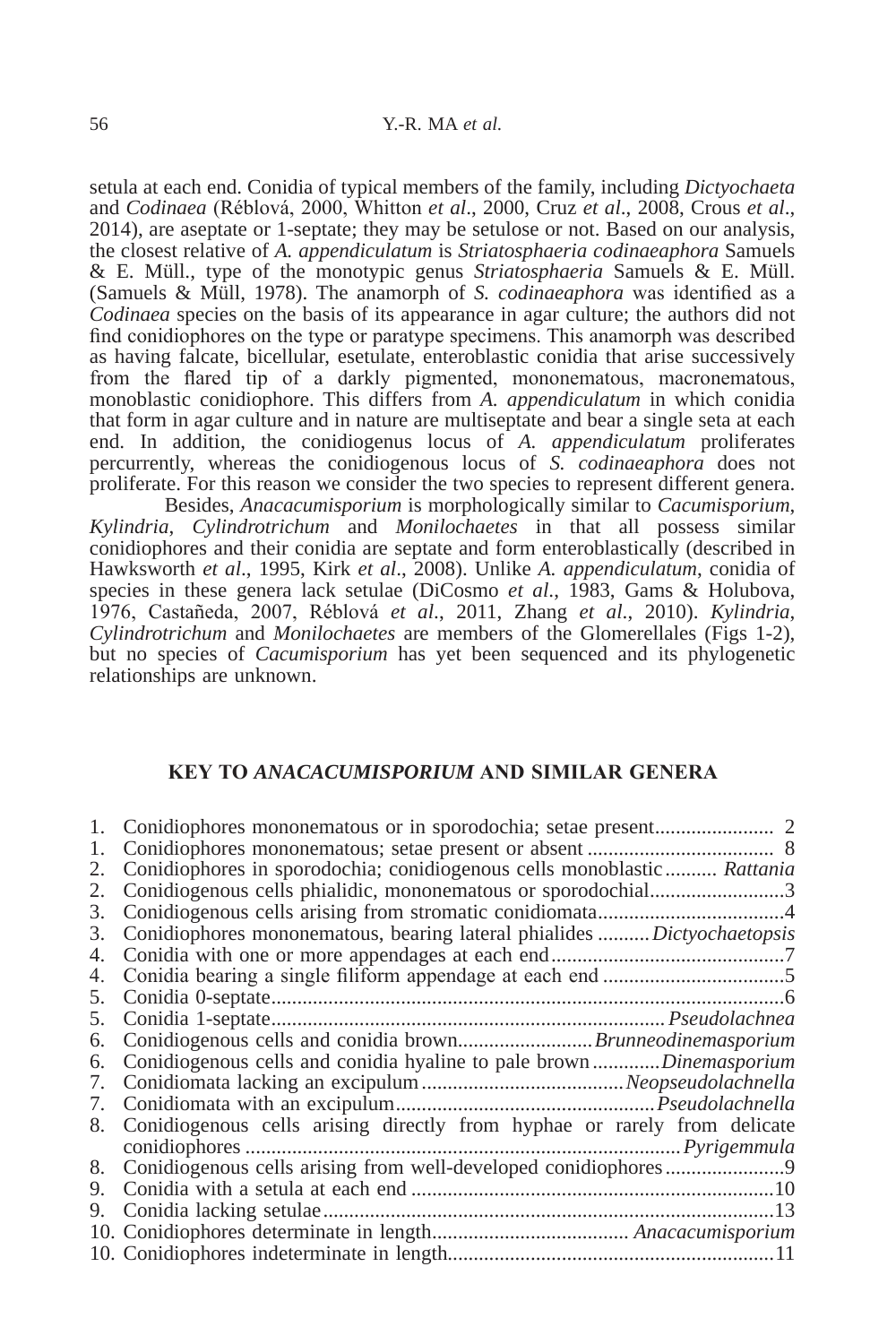setula at each end. Conidia of typical members of the family, including *Dictyochaeta* and *Codinaea* (Réblová, 2000, Whitton *et al*., 2000, Cruz *et al*., 2008, Crous *et al*., 2014), are aseptate or 1-septate; they may be setulose or not. Based on our analysis, the closest relative of *A. appendiculatum* is *Striatosphaeria codinaeaphora* Samuels & E. Müll., type of the monotypic genus *Striatosphaeria* Samuels & E. Müll. (Samuels & Müll, 1978). The anamorph of *S. codinaeaphora* was identified as a *Codinaea* species on the basis of its appearance in agar culture; the authors did not find conidiophores on the type or paratype specimens. This anamorph was described as having falcate, bicellular, esetulate, enteroblastic conidia that arise successively from the flared tip of a darkly pigmented, mononematous, macronematous, monoblastic conidiophore. This differs from *A. appendiculatum* in which conidia that form in agar culture and in nature are multiseptate and bear a single seta at each end. In addition, the conidiogenus locus of *A. appendiculatum* proliferates percurrently, whereas the conidiogenous locus of *S. codinaeaphora* does not proliferate. For this reason we consider the two species to represent different genera.

Besides, *Anacacumisporium* is morphologically similar to *Cacumisporium*, *Kylindria*, *Cylindrotrichum* and *Monilochaetes* in that all possess similar conidiophores and their conidia are septate and form enteroblastically (described in Hawksworth *et al*., 1995, Kirk *et al*., 2008). Unlike *A. appendiculatum*, conidia of species in these genera lack setulae (DiCosmo *et al*., 1983, Gams & Holubova, 1976, Castañeda, 2007, Réblová *et al*., 2011, Zhang *et al*., 2010). *Kylindria*, *Cylindrotrichum* and *Monilochaetes* are members of the Glomerellales (Figs 1-2), but no species of *Cacumisporium* has yet been sequenced and its phylogenetic relationships are unknown.

## KEY TO *ANACACUMISPORIUM* AND SIMILAR GENERA

1. Conidiophores mononematous or in sporodochia; setae present....................... 2
1. Conidiophores mononematous; setae present or absent .................................... 8
2. Conidiophores in sporodochia; conidiogenous cells monoblastic .......... *Rattania*
2. Conidiogenous cells phialidic, mononematous or sporodochial..........................3
3. Conidiogenous cells arising from stromatic conidiomata...................................4
3. Conidiophores mononematous, bearing lateral phialides .......... *Dictyochaetopsis*
4. Conidia with one or more appendages at each end.............................................7
4. Conidia bearing a single filiform appendage at each end ...................................5
5. Conidia 0-septate..................................................................................................6
5. Conidia 1-septate........................................................................... *Pseudolachnea*
6. Conidiogenous cells and conidia brown.......................... *Brunneodinemasporium*
6. Conidiogenous cells and conidia hyaline to pale brown ............. *Dinemasporium*
7. Conidiomata lacking an excipulum ...................................... *Neopseudolachnella*
7. Conidiomata with an excipulum.................................................. *Pseudolachnella*
8. Conidiogenous cells arising directly from hyphae or rarely from delicate conidiophores ................................................................................... *Pyrigemmula*
8. Conidiogenous cells arising from well-developed conidiophores.......................9
9. Conidia with a setula at each end .....................................................................10
9. Conidia lacking setulae.......................................................................................13
10. Conidiophores determinate in length..................................... *Anacacumisporium*
10. Conidiophores indeterminate in length..............................................................11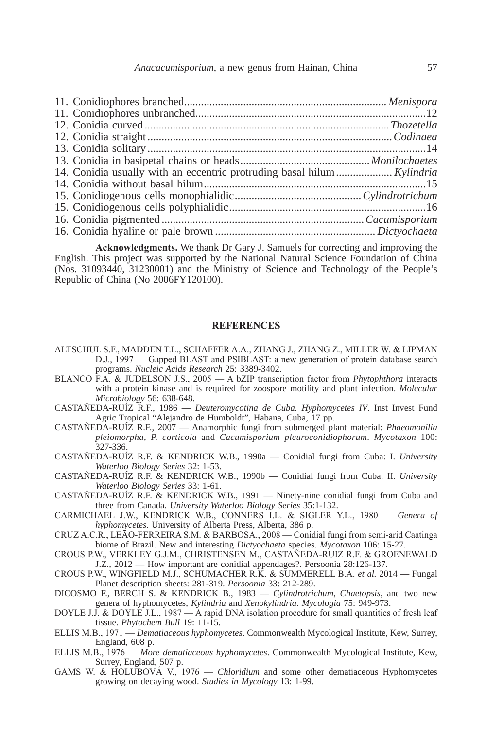11. Conidiophores branched....................................................................... *Menispora*
11. Conidiophores unbranched...................................................................................12
12. Conidia curved ......................................................................................*Thozetella*
12. Conidia straight ......................................................................................*Codinaea*
13. Conidia solitary ..........................................................................................14
13. Conidia in basipetal chains or heads............................................. *Monilochaetes*
14. Conidia usually with an eccentric protruding basal hilum.................... *Kylindria*
14. Conidia without basal hilum..............................................................................15
15. Conidiogenous cells monophialidic............................................*Cylindrotrichum*
15. Conidiogenous cells polyphialidic.....................................................................16
16. Conidia pigmented .......................................................................*Cacumisporium*
16. Conidia hyaline or pale brown ........................................................ *Dictyochaeta*

**Acknowledgments.** We thank Dr Gary J. Samuels for correcting and improving the English. This project was supported by the National Natural Science Foundation of China (Nos. 31093440, 31230001) and the Ministry of Science and Technology of the People's Republic of China (No 2006FY120100).

## REFERENCES

ALTSCHUL S.F., MADDEN T.L., SCHAFFER A.A., ZHANG J., ZHANG Z., MILLER W. & LIPMAN D.J., 1997 — Gapped BLAST and PSIBLAST: a new generation of protein database search programs. *Nucleic Acids Research* 25: 3389-3402.

BLANCO F.A. & JUDELSON J.S., 2005 — A bZIP transcription factor from *Phytophthora* interacts with a protein kinase and is required for zoospore motility and plant infection. *Molecular Microbiology* 56: 638-648.

CASTAÑEDA-RUÍZ R.F., 1986 — *Deuteromycotina de Cuba. Hyphomycetes IV*. Inst Invest Fund Agric Tropical "Alejandro de Humboldt", Habana, Cuba, 17 pp.

CASTAÑEDA-RUÍZ R.F., 2007 — Anamorphic fungi from submerged plant material: *Phaeomonilia pleiomorpha*, *P. corticola* and *Cacumisporium pleuroconidiophorum*. *Mycotaxon* 100: 327-336.

CASTAÑEDA-RUÍZ R.F. & KENDRICK W.B., 1990a — Conidial fungi from Cuba: I. *University Waterloo Biology Series* 32: 1-53.

CASTAÑEDA-RUÍZ R.F. & KENDRICK W.B., 1990b — Conidial fungi from Cuba: II. *University Waterloo Biology Series* 33: 1-61.

CASTAÑEDA-RUÍZ R.F. & KENDRICK W.B., 1991 — Ninety-nine conidial fungi from Cuba and three from Canada. *University Waterloo Biology Series* 35:1-132.

CARMICHAEL J.W., KENDRICK W.B., CONNERS I.L. & SIGLER Y.L., 1980 — *Genera of hyphomycetes*. University of Alberta Press, Alberta, 386 p.

CRUZ A.C.R., LEÃO-FERREIRA S.M. & BARBOSA., 2008 — Conidial fungi from semi-arid Caatinga biome of Brazil. New and interesting *Dictyochaeta* species. *Mycotaxon* 106: 15-27.

CROUS P.W., VERKLEY G.J.M., CHRISTENSEN M., CASTAÑEDA-RUIZ R.F. & GROENEWALD J.Z., 2012 — How important are conidial appendages?. Persoonia 28:126-137.

CROUS P.W., WINGFIELD M.J., SCHUMACHER R.K. & SUMMERELL B.A. *et al.* 2014 — Fungal Planet description sheets: 281-319. *Persoonia* 33: 212-289.

DICOSMO F., BERCH S. & KENDRICK B., 1983 — *Cylindrotrichum*, *Chaetopsis*, and two new genera of hyphomycetes, *Kylindria* and *Xenokylindria*. *Mycologia* 75: 949-973.

DOYLE J.J. & DOYLE J.L., 1987 — A rapid DNA isolation procedure for small quantities of fresh leaf tissue. *Phytochem Bull* 19: 11-15.

ELLIS M.B., 1971 — *Dematiaceous hyphomycetes*. Commonwealth Mycological Institute, Kew, Surrey, England, 608 p.

ELLIS M.B., 1976 — *More dematiaceous hyphomycetes*. Commonwealth Mycological Institute, Kew, Surrey, England, 507 p.

GAMS W. & HOLUBOVÁ V., 1976 — *Chloridium* and some other dematiaceous Hyphomycetes growing on decaying wood. *Studies in Mycology* 13: 1-99.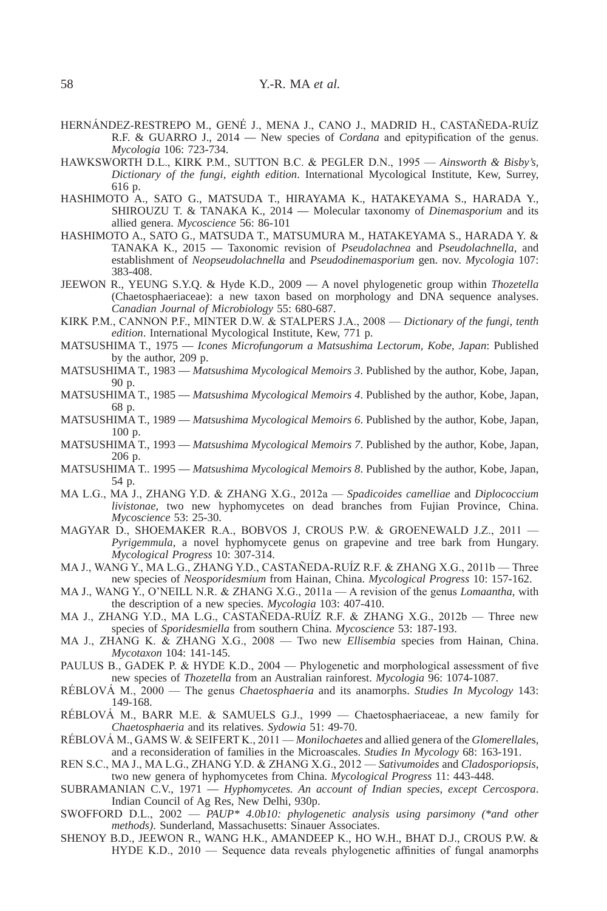HERNÁNDEZ-RESTREPO M., GENÉ J., MENA J., CANO J., MADRID H., CASTAÑEDA-RUÍZ R.F. & GUARRO J., 2014 — New species of *Cordana* and epitypification of the genus. *Mycologia* 106: 723-734.

HAWKSWORTH D.L., KIRK P.M., SUTTON B.C. & PEGLER D.N., 1995 — *Ainsworth & Bisby's, Dictionary of the fungi, eighth edition*. International Mycological Institute, Kew, Surrey, 616 p.

HASHIMOTO A., SATO G., MATSUDA T., HIRAYAMA K., HATAKEYAMA S., HARADA Y., SHIROUZU T. & TANAKA K., 2014 — Molecular taxonomy of *Dinemasporium* and its allied genera. *Mycoscience* 56: 86-101

HASHIMOTO A., SATO G., MATSUDA T., MATSUMURA M., HATAKEYAMA S., HARADA Y. & TANAKA K., 2015 — Taxonomic revision of *Pseudolachnea* and *Pseudolachnella*, and establishment of *Neopseudolachnella* and *Pseudodinemasporium* gen. nov. *Mycologia* 107: 383-408.

JEEWON R., YEUNG S.Y.Q. & Hyde K.D., 2009 — A novel phylogenetic group within *Thozetella* (Chaetosphaeriaceae): a new taxon based on morphology and DNA sequence analyses. *Canadian Journal of Microbiology* 55: 680-687.

KIRK P.M., CANNON P.F., MINTER D.W. & STALPERS J.A., 2008 — *Dictionary of the fungi, tenth edition*. International Mycological Institute, Kew, 771 p.

MATSUSHIMA T., 1975 — *Icones Microfungorum a Matsushima Lectorum, Kobe, Japan*: Published by the author, 209 p.

MATSUSHIMA T., 1983 — *Matsushima Mycological Memoirs 3*. Published by the author, Kobe, Japan, 90 p.

MATSUSHIMA T., 1985 — *Matsushima Mycological Memoirs 4*. Published by the author, Kobe, Japan, 68 p.

MATSUSHIMA T., 1989 — *Matsushima Mycological Memoirs 6*. Published by the author, Kobe, Japan, 100 p.

MATSUSHIMA T., 1993 — *Matsushima Mycological Memoirs 7*. Published by the author, Kobe, Japan, 206 p.

MATSUSHIMA T.. 1995 — *Matsushima Mycological Memoirs 8*. Published by the author, Kobe, Japan, 54 p.

MA L.G., MA J., ZHANG Y.D. & ZHANG X.G., 2012a — *Spadicoides camelliae* and *Diplococcium livistonae*, two new hyphomycetes on dead branches from Fujian Province, China. *Mycoscience* 53: 25-30.

MAGYAR D., SHOEMAKER R.A., BOBVOS J, CROUS P.W. & GROENEWALD J.Z., 2011 — *Pyrigemmula*, a novel hyphomycete genus on grapevine and tree bark from Hungary. *Mycological Progress* 10: 307-314.

MA J., WANG Y., MA L.G., ZHANG Y.D., CASTAÑEDA-RUÍZ R.F. & ZHANG X.G., 2011b — Three new species of *Neosporidesmium* from Hainan, China. *Mycological Progress* 10: 157-162.

MA J., WANG Y., O'NEILL N.R. & ZHANG X.G., 2011a — A revision of the genus *Lomaantha*, with the description of a new species. *Mycologia* 103: 407-410.

MA J., ZHANG Y.D., MA L.G., CASTAÑEDA-RUÍZ R.F. & ZHANG X.G., 2012b — Three new species of *Sporidesmiella* from southern China. *Mycoscience* 53: 187-193.

MA J., ZHANG K. & ZHANG X.G., 2008 — Two new *Ellisembia* species from Hainan, China. *Mycotaxon* 104: 141-145.

PAULUS B., GADEK P. & HYDE K.D., 2004 — Phylogenetic and morphological assessment of five new species of *Thozetella* from an Australian rainforest. *Mycologia* 96: 1074-1087.

RÉBLOVÁ M., 2000 — The genus *Chaetosphaeria* and its anamorphs. *Studies In Mycology* 143: 149-168.

RÉBLOVÁ M., BARR M.E. & SAMUELS G.J., 1999 — Chaetosphaeriaceae, a new family for *Chaetosphaeria* and its relatives. *Sydowia* 51: 49-70.

RÉBLOVÁ M., GAMS W. & SEIFERT K., 2011 — *Monilochaetes* and allied genera of the *Glomerellale*s, and a reconsideration of families in the Microascales. *Studies In Mycology* 68: 163-191.

REN S.C., MA J., MA L.G., ZHANG Y.D. & ZHANG X.G., 2012 — *Sativumoides* and *Cladosporiopsis*, two new genera of hyphomycetes from China. *Mycological Progress* 11: 443-448.

SUBRAMANIAN C.V., 1971 — *Hyphomycetes. An account of Indian species, except Cercospora*. Indian Council of Ag Res, New Delhi, 930p.

SWOFFORD D.L., 2002 — *PAUP* 4.0b10: phylogenetic analysis using parsimony (*and other methods)*. Sunderland, Massachusetts: Sinauer Associates.

SHENOY B.D., JEEWON R., WANG H.K., AMANDEEP K., HO W.H., BHAT D.J., CROUS P.W. & HYDE K.D., 2010 — Sequence data reveals phylogenetic affinities of fungal anamorphs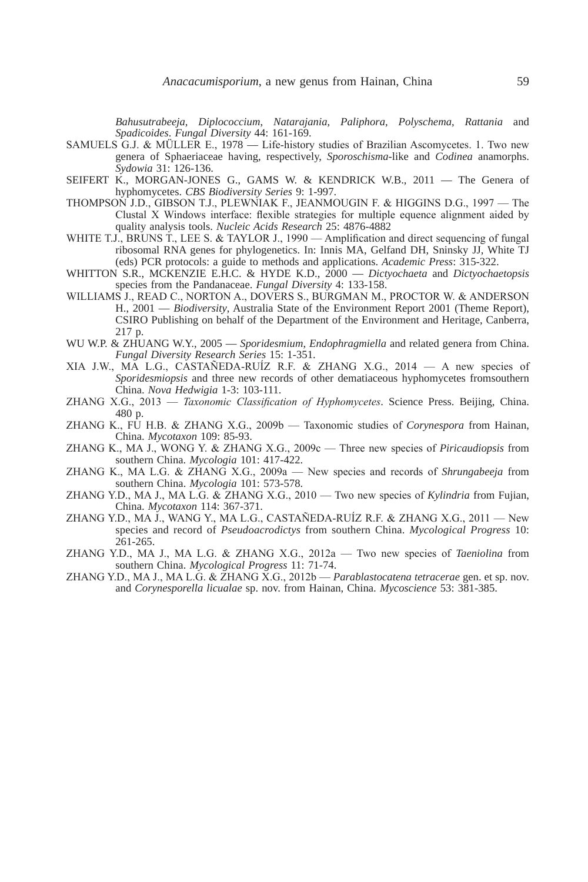*Bahusutrabeeja, Diplococcium, Natarajania, Paliphora, Polyschema, Rattania* and *Spadicoides*. *Fungal Diversity* 44: 161-169.

SAMUELS G.J. & MÜLLER E., 1978 — Life-history studies of Brazilian Ascomycetes. 1. Two new genera of Sphaeriaceae having, respectively, *Sporoschisma*-like and *Codinea* anamorphs. *Sydowia* 31: 126-136.

SEIFERT K., MORGAN-JONES G., GAMS W. & KENDRICK W.B., 2011 — The Genera of hyphomycetes. *CBS Biodiversity Series* 9: 1-997.

THOMPSON J.D., GIBSON T.J., PLEWNIAK F., JEANMOUGIN F. & HIGGINS D.G., 1997 — The Clustal X Windows interface: flexible strategies for multiple equence alignment aided by quality analysis tools. *Nucleic Acids Research* 25: 4876-4882

WHITE T.J., BRUNS T., LEE S. & TAYLOR J., 1990 — Amplification and direct sequencing of fungal ribosomal RNA genes for phylogenetics. In: Innis MA, Gelfand DH, Sninsky JJ, White TJ (eds) PCR protocols: a guide to methods and applications. *Academic Press*: 315-322.

WHITTON S.R., MCKENZIE E.H.C. & HYDE K.D., 2000 — *Dictyochaeta* and *Dictyochaetopsis* species from the Pandanaceae. *Fungal Diversity* 4: 133-158.

WILLIAMS J., READ C., NORTON A., DOVERS S., BURGMAN M., PROCTOR W. & ANDERSON H., 2001 — *Biodiversity*, Australia State of the Environment Report 2001 (Theme Report), CSIRO Publishing on behalf of the Department of the Environment and Heritage, Canberra, 217 p.

WU W.P. & ZHUANG W.Y., 2005 — *Sporidesmium, Endophragmiella* and related genera from China. *Fungal Diversity Research Series* 15: 1-351.

XIA J.W., MA L.G., CASTAÑEDA-RUÍZ R.F. & ZHANG X.G., 2014 — A new species of *Sporidesmiopsis* and three new records of other dematiaceous hyphomycetes fromsouthern China. *Nova Hedwigia* 1-3: 103-111.

ZHANG X.G., 2013 — *Taxonomic Classification of Hyphomycetes*. Science Press. Beijing, China. 480 p.

ZHANG K., FU H.B. & ZHANG X.G., 2009b — Taxonomic studies of *Corynespora* from Hainan, China. *Mycotaxon* 109: 85-93.

ZHANG K., MA J., WONG Y. & ZHANG X.G., 2009c — Three new species of *Piricaudiopsis* from southern China. *Mycologia* 101: 417-422.

ZHANG K., MA L.G. & ZHANG X.G., 2009a — New species and records of *Shrungabeeja* from southern China. *Mycologia* 101: 573-578.

ZHANG Y.D., MA J., MA L.G. & ZHANG X.G., 2010 — Two new species of *Kylindria* from Fujian, China. *Mycotaxon* 114: 367-371.

ZHANG Y.D., MA J., WANG Y., MA L.G., CASTAÑEDA-RUÍZ R.F. & ZHANG X.G., 2011 — New species and record of *Pseudoacrodictys* from southern China. *Mycological Progress* 10: 261-265.

ZHANG Y.D., MA J., MA L.G. & ZHANG X.G., 2012a — Two new species of *Taeniolina* from southern China. *Mycological Progress* 11: 71-74.

ZHANG Y.D., MA J., MA L.G. & ZHANG X.G., 2012b — *Parablastocatena tetracerae* gen. et sp. nov. and *Corynesporella licualae* sp. nov. from Hainan, China. *Mycoscience* 53: 381-385.